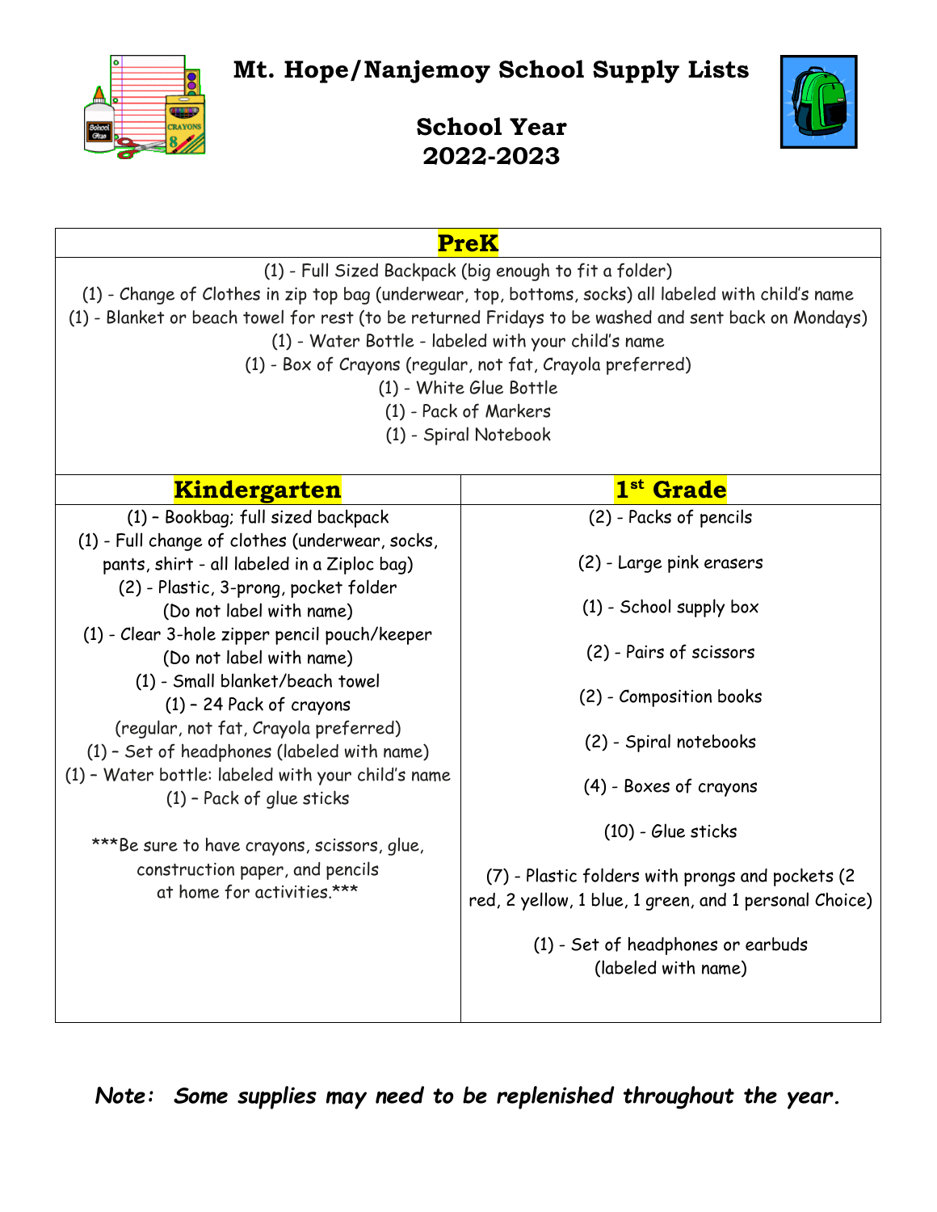# Mt. Hope/Nanjemoy School Supply Lists

## School Year 2022-2023

### PreK

(1) - Full Sized Backpack (big enough to fit a folder)
(1) - Change of Clothes in zip top bag (underwear, top, bottoms, socks) all labeled with child's name
(1) - Blanket or beach towel for rest (to be returned Fridays to be washed and sent back on Mondays)
(1) - Water Bottle - labeled with your child's name
(1) - Box of Crayons (regular, not fat, Crayola preferred)
(1) - White Glue Bottle
(1) - Pack of Markers
(1) - Spiral Notebook

### Kindergarten

(1) – Bookbag; full sized backpack
(1) - Full change of clothes (underwear, socks, pants, shirt - all labeled in a Ziploc bag)
(2) - Plastic, 3-prong, pocket folder (Do not label with name)
(1) - Clear 3-hole zipper pencil pouch/keeper (Do not label with name)
(1) - Small blanket/beach towel
(1) – 24 Pack of crayons (regular, not fat, Crayola preferred)
(1) – Set of headphones (labeled with name)
(1) – Water bottle: labeled with your child's name
(1) – Pack of glue sticks

***Be sure to have crayons, scissors, glue, construction paper, and pencils at home for activities.***

### 1st Grade

(2) - Packs of pencils

(2) - Large pink erasers

(1) - School supply box

(2) - Pairs of scissors

(2) - Composition books

(2) - Spiral notebooks

(4) - Boxes of crayons

(10) - Glue sticks

(7) - Plastic folders with prongs and pockets (2 red, 2 yellow, 1 blue, 1 green, and 1 personal Choice)

(1) - Set of headphones or earbuds (labeled with name)

***Note: Some supplies may need to be replenished throughout the year.***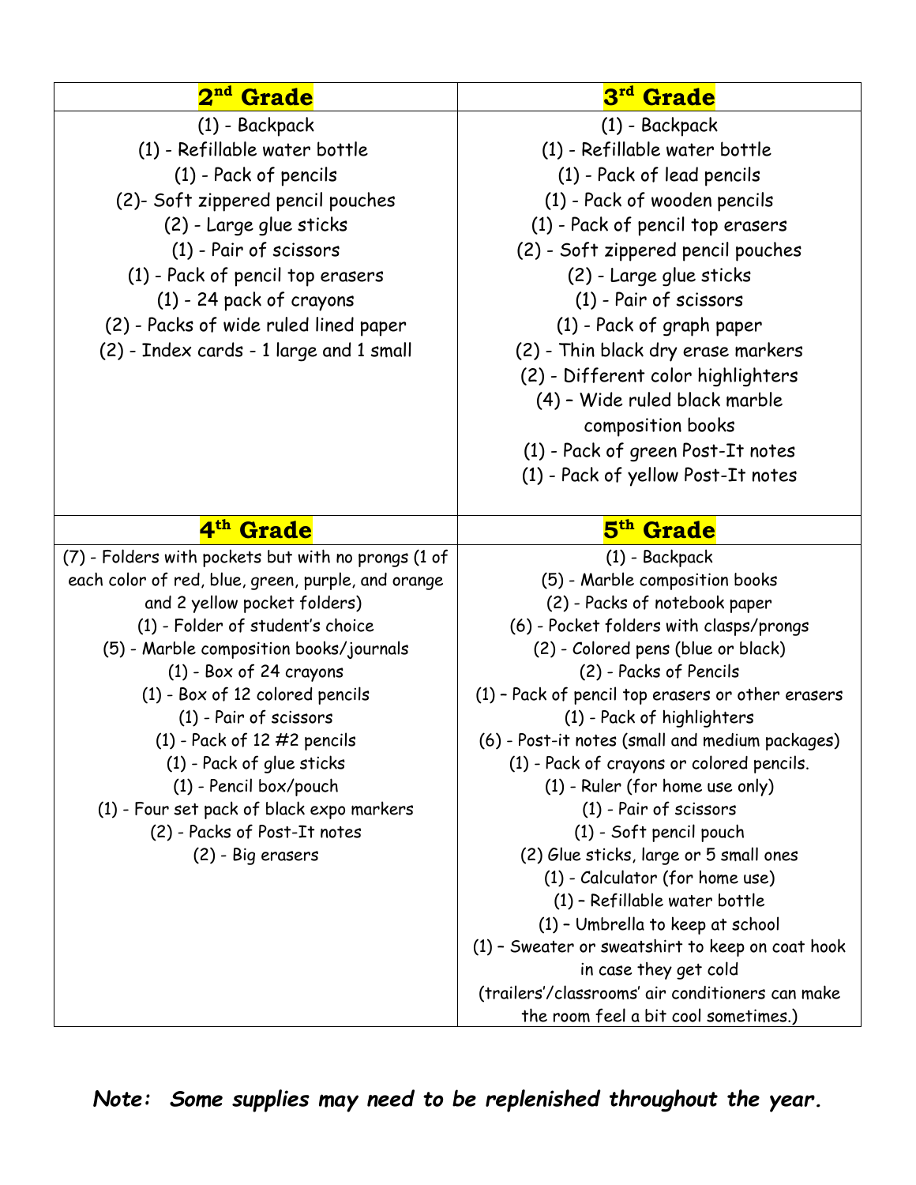| 2nd Grade | 3rd Grade |
|---|---|
| (1) - Backpack<br>(1) - Refillable water bottle<br>(1) - Pack of pencils<br>(2)- Soft zippered pencil pouches<br>(2) - Large glue sticks<br>(1) - Pair of scissors<br>(1) - Pack of pencil top erasers<br>(1) - 24 pack of crayons<br>(2) - Packs of wide ruled lined paper<br>(2) - Index cards - 1 large and 1 small | (1) - Backpack<br>(1) - Refillable water bottle<br>(1) - Pack of lead pencils<br>(1) - Pack of wooden pencils<br>(1) - Pack of pencil top erasers<br>(2) - Soft zippered pencil pouches<br>(2) - Large glue sticks<br>(1) - Pair of scissors<br>(1) - Pack of graph paper<br>(2) - Thin black dry erase markers<br>(2) - Different color highlighters<br>(4) – Wide ruled black marble composition books<br>(1) - Pack of green Post-It notes<br>(1) - Pack of yellow Post-It notes |
| **4th Grade** | **5th Grade** |
| (7) - Folders with pockets but with no prongs (1 of each color of red, blue, green, purple, and orange and 2 yellow pocket folders)<br>(1) - Folder of student's choice<br>(5) - Marble composition books/journals<br>(1) - Box of 24 crayons<br>(1) - Box of 12 colored pencils<br>(1) - Pair of scissors<br>(1) - Pack of 12 #2 pencils<br>(1) - Pack of glue sticks<br>(1) - Pencil box/pouch<br>(1) - Four set pack of black expo markers<br>(2) - Packs of Post-It notes<br>(2) - Big erasers | (1) - Backpack<br>(5) - Marble composition books<br>(2) - Packs of notebook paper<br>(6) - Pocket folders with clasps/prongs<br>(2) - Colored pens (blue or black)<br>(2) - Packs of Pencils<br>(1) – Pack of pencil top erasers or other erasers<br>(1) - Pack of highlighters<br>(6) - Post-it notes (small and medium packages)<br>(1) - Pack of crayons or colored pencils.<br>(1) - Ruler (for home use only)<br>(1) - Pair of scissors<br>(1) - Soft pencil pouch<br>(2) Glue sticks, large or 5 small ones<br>(1) - Calculator (for home use)<br>(1) – Refillable water bottle<br>(1) – Umbrella to keep at school<br>(1) – Sweater or sweatshirt to keep on coat hook in case they get cold (trailers'/classrooms' air conditioners can make the room feel a bit cool sometimes.) |

***Note: Some supplies may need to be replenished throughout the year.***